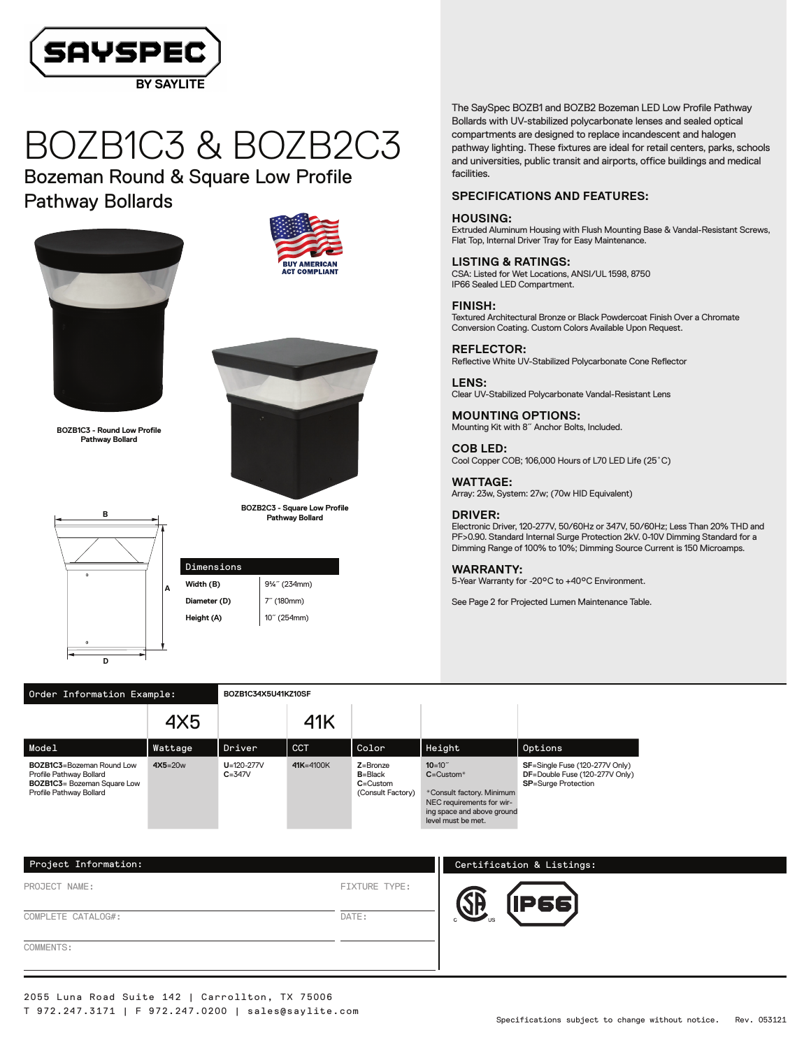SAYSPEC BY SAYLITE

# BOZB1C3 & BOZB2C3

## Bozeman Round & Square Low Profile Pathway Bollards

BUY AMERICAN ACT COMPLIANT

**BOZB1C3 - Round Low Profile Pathway Bollard**

**BOZB2C3 - Square Low Profile Pathway Bollard**

| Dimensions | |
|---|---|
| Width (B) | 9¼˝ (234mm) |
| Diameter (D) | 7˝ (180mm) |
| Height (A) | 10˝ (254mm) |

The SaySpec BOZB1 and BOZB2 Bozeman LED Low Profile Pathway Bollards with UV-stabilized polycarbonate lenses and sealed optical compartments are designed to replace incandescent and halogen pathway lighting. These fixtures are ideal for retail centers, parks, schools and universities, public transit and airports, office buildings and medical facilities.

### SPECIFICATIONS AND FEATURES:

**HOUSING:**
Extruded Aluminum Housing with Flush Mounting Base & Vandal-Resistant Screws, Flat Top, Internal Driver Tray for Easy Maintenance.

**LISTING & RATINGS:**
CSA: Listed for Wet Locations, ANSI/UL 1598, 8750
IP66 Sealed LED Compartment.

**FINISH:**
Textured Architectural Bronze or Black Powdercoat Finish Over a Chromate Conversion Coating. Custom Colors Available Upon Request.

**REFLECTOR:**
Reflective White UV-Stabilized Polycarbonate Cone Reflector

**LENS:**
Clear UV-Stabilized Polycarbonate Vandal-Resistant Lens

**MOUNTING OPTIONS:**
Mounting Kit with 8˝ Anchor Bolts, Included.

**COB LED:**
Cool Copper COB; 106,000 Hours of L70 LED Life (25˚C)

**WATTAGE:**
Array: 23w, System: 27w; (70w HID Equivalent)

**DRIVER:**
Electronic Driver, 120-277V, 50/60Hz or 347V, 50/60Hz; Less Than 20% THD and PF>0.90. Standard Internal Surge Protection 2kV. 0-10V Dimming Standard for a Dimming Range of 100% to 10%; Dimming Source Current is 150 Microamps.

**WARRANTY:**
5-Year Warranty for -20°C to +40°C Environment.

See Page 2 for Projected Lumen Maintenance Table.

**Order Information Example:** BOZB1C34X5U41KZ10SF

| Model | Wattage | Driver | CCT | Color | Height | Options |
|---|---|---|---|---|---|---|
| | 4X5 | | 41K | | | |
| **BOZB1C3**=Bozeman Round Low Profile Pathway Bollard<br>**BOZB1C3**= Bozeman Square Low Profile Pathway Bollard | **4X5**=20w | **U**=120-277V<br>**C**=347V | **41K**=4100K | **Z**=Bronze<br>**B**=Black<br>**C**=Custom<br>(Consult Factory) | **10**=10˝<br>**C**=Custom*<br><br>*Consult factory. Minimum NEC requirements for wiring space and above ground level must be met. | **SF**=Single Fuse (120-277V Only)<br>**DF**=Double Fuse (120-277V Only)<br>**SP**=Surge Protection |

**Project Information:**

PROJECT NAME: FIXTURE TYPE:

COMPLETE CATALOG#: DATE:

COMMENTS:

**Certification & Listings:**

CSA C US, IP66

2055 Luna Road Suite 142 | Carrollton, TX 75006
T 972.247.3171 | F 972.247.0200 | sales@saylite.com

Specifications subject to change without notice. Rev. 053121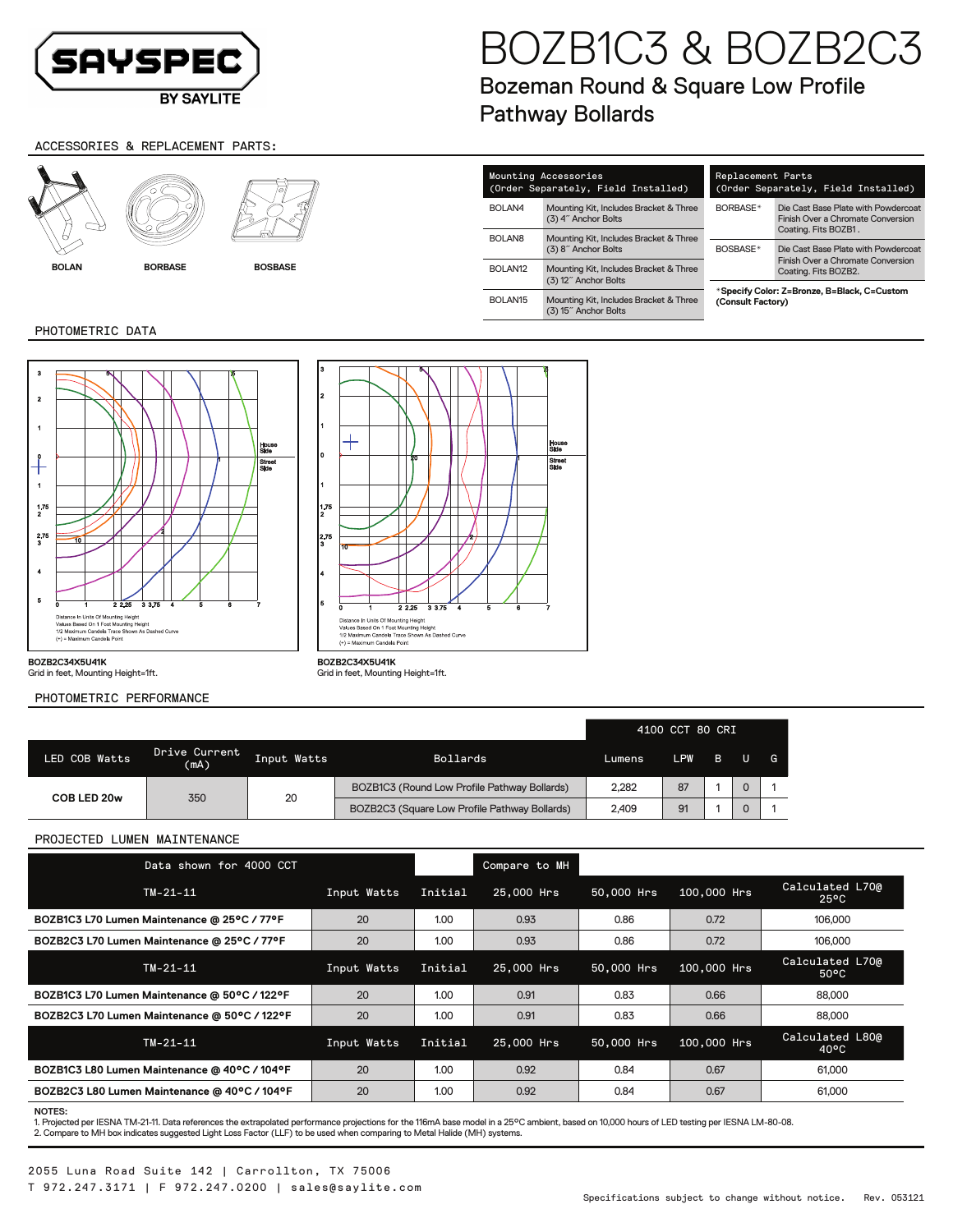# BOZB1C3 & BOZB2C3

## Bozeman Round & Square Low Profile Pathway Bollards

## ACCESSORIES & REPLACEMENT PARTS:

BOLAN

BORBASE

BOSBASE

| Mounting Accessories (Order Separately, Field Installed) | |
|---|---|
| BOLAN4 | Mounting Kit, Includes Bracket & Three (3) 4˝ Anchor Bolts |
| BOLAN8 | Mounting Kit, Includes Bracket & Three (3) 8˝ Anchor Bolts |
| BOLAN12 | Mounting Kit, Includes Bracket & Three (3) 12˝ Anchor Bolts |
| BOLAN15 | Mounting Kit, Includes Bracket & Three (3) 15˝ Anchor Bolts |

| Replacement Parts (Order Separately, Field Installed) | |
|---|---|
| BORBASE* | Die Cast Base Plate with Powdercoat Finish Over a Chromate Conversion Coating. Fits BOZB1. |
| BOSBASE* | Die Cast Base Plate with Powdercoat Finish Over a Chromate Conversion Coating. Fits BOZB2. |

*Specify Color: Z=Bronze, B=Black, C=Custom (Consult Factory)

## PHOTOMETRIC DATA

3
2
1
0
1
1.75
2
2.75
3
4
5
0 1 2 2.25 3 3.75 4 5 6 7
.5
.5
1
2
10
House Side
Street Side
Distance In Units Of Mounting Height
Values Based On 1 Foot Mounting Height
1/2 Maximum Candela Trace Shown As Dashed Curve
(+) = Maximum Candela Point

**BOZB2C34X5U41K**
Grid in feet, Mounting Height=1ft.

3
2
1
0
1
1.75
2
2.75
3
4
5
0 1 2 2.25 3 3.75 4 5 6 7
.5
.5
20
1
2
10
House Side
Street Side
Distance In Units Of Mounting Height
Values Based On 1 Foot Mounting Height
1/2 Maximum Candela Trace Shown As Dashed Curve
(+) = Maximum Candela Point

**BOZB2C34X5U41K**
Grid in feet, Mounting Height=1ft.

## PHOTOMETRIC PERFORMANCE

| LED COB Watts | Drive Current (mA) | Input Watts | Bollards | 4100 CCT 80 CRI Lumens | LPW | B | U | G |
|---|---|---|---|---|---|---|---|---|
| COB LED 20w | 350 | 20 | BOZB1C3 (Round Low Profile Pathway Bollards) | 2,282 | 87 | 1 | 0 | 1 |
| | | | BOZB2C3 (Square Low Profile Pathway Bollards) | 2,409 | 91 | 1 | 0 | 1 |

## PROJECTED LUMEN MAINTENANCE

Data shown for 4000 CCT

| TM-21-11 | Input Watts | Initial | 25,000 Hrs (Compare to MH) | 50,000 Hrs | 100,000 Hrs | Calculated L70@ 25°C |
|---|---|---|---|---|---|---|
| BOZB1C3 L70 Lumen Maintenance @ 25°C / 77°F | 20 | 1.00 | 0.93 | 0.86 | 0.72 | 106,000 |
| BOZB2C3 L70 Lumen Maintenance @ 25°C / 77°F | 20 | 1.00 | 0.93 | 0.86 | 0.72 | 106,000 |
| **TM-21-11** | **Input Watts** | **Initial** | **25,000 Hrs** | **50,000 Hrs** | **100,000 Hrs** | **Calculated L70@ 50°C** |
| BOZB1C3 L70 Lumen Maintenance @ 50°C / 122°F | 20 | 1.00 | 0.91 | 0.83 | 0.66 | 88,000 |
| BOZB2C3 L70 Lumen Maintenance @ 50°C / 122°F | 20 | 1.00 | 0.91 | 0.83 | 0.66 | 88,000 |
| **TM-21-11** | **Input Watts** | **Initial** | **25,000 Hrs** | **50,000 Hrs** | **100,000 Hrs** | **Calculated L80@ 40°C** |
| BOZB1C3 L80 Lumen Maintenance @ 40°C / 104°F | 20 | 1.00 | 0.92 | 0.84 | 0.67 | 61,000 |
| BOZB2C3 L80 Lumen Maintenance @ 40°C / 104°F | 20 | 1.00 | 0.92 | 0.84 | 0.67 | 61,000 |

**NOTES:**
1. Projected per IESNA TM-21-11. Data references the extrapolated performance projections for the 116mA base model in a 25°C ambient, based on 10,000 hours of LED testing per IESNA LM-80-08.
2. Compare to MH box indicates suggested Light Loss Factor (LLF) to be used when comparing to Metal Halide (MH) systems.

2055 Luna Road Suite 142 | Carrollton, TX 75006
T 972.247.3171 | F 972.247.0200 | sales@saylite.com

Specifications subject to change without notice. Rev. 053121